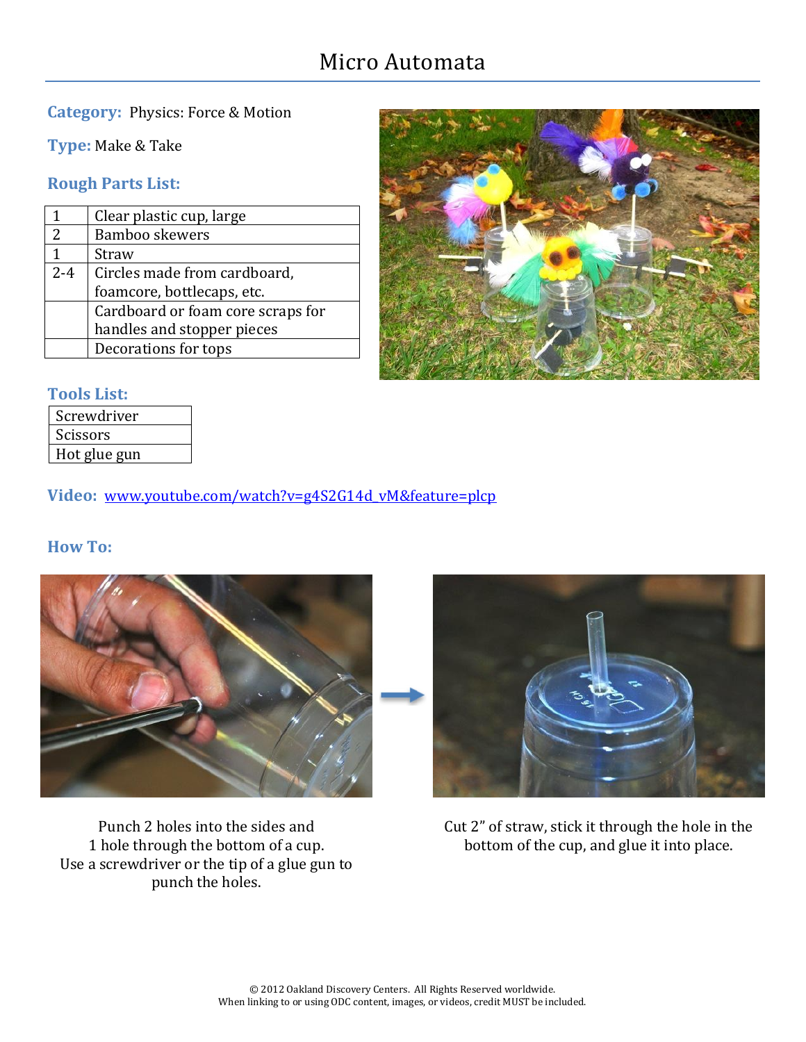# Micro Automata

**Category:** Physics: Force & Motion

**Type:** Make & Take

## Rough Parts List:

| | |
|---|---|
| 1 | Clear plastic cup, large |
| 2 | Bamboo skewers |
| 1 | Straw |
| 2-4 | Circles made from cardboard, foamcore, bottlecaps, etc. |
| | Cardboard or foam core scraps for handles and stopper pieces |
| | Decorations for tops |

## Tools List:

| |
|---|
| Screwdriver |
| Scissors |
| Hot glue gun |

**Video:** www.youtube.com/watch?v=g4S2G14d_vM&feature=plcp

## How To:

Punch 2 holes into the sides and 1 hole through the bottom of a cup. Use a screwdriver or the tip of a glue gun to punch the holes.

Cut 2" of straw, stick it through the hole in the bottom of the cup, and glue it into place.

© 2012 Oakland Discovery Centers. All Rights Reserved worldwide.
When linking to or using ODC content, images, or videos, credit MUST be included.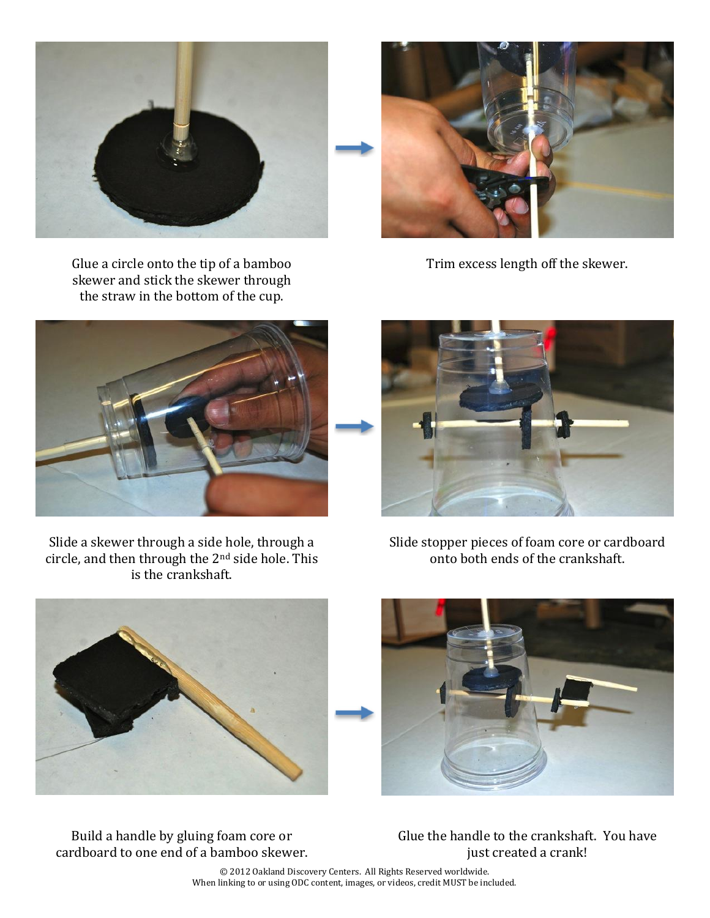Glue a circle onto the tip of a bamboo skewer and stick the skewer through the straw in the bottom of the cup.

Trim excess length off the skewer.

Slide a skewer through a side hole, through a circle, and then through the 2nd side hole. This is the crankshaft.

Slide stopper pieces of foam core or cardboard onto both ends of the crankshaft.

Build a handle by gluing foam core or cardboard to one end of a bamboo skewer.

Glue the handle to the crankshaft. You have just created a crank!

© 2012 Oakland Discovery Centers. All Rights Reserved worldwide.
When linking to or using ODC content, images, or videos, credit MUST be included.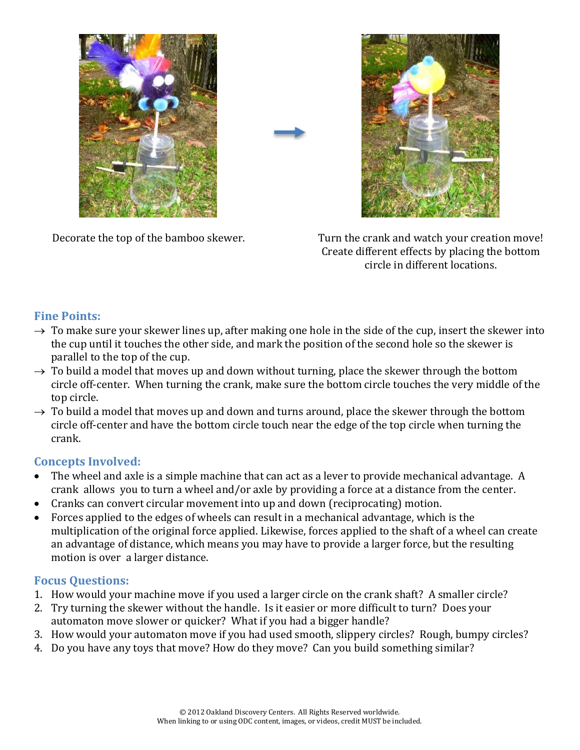Decorate the top of the bamboo skewer.

Turn the crank and watch your creation move! Create different effects by placing the bottom circle in different locations.

## Fine Points:

- → To make sure your skewer lines up, after making one hole in the side of the cup, insert the skewer into the cup until it touches the other side, and mark the position of the second hole so the skewer is parallel to the top of the cup.
- → To build a model that moves up and down without turning, place the skewer through the bottom circle off-center. When turning the crank, make sure the bottom circle touches the very middle of the top circle.
- → To build a model that moves up and down and turns around, place the skewer through the bottom circle off-center and have the bottom circle touch near the edge of the top circle when turning the crank.

## Concepts Involved:

- The wheel and axle is a simple machine that can act as a lever to provide mechanical advantage. A crank allows you to turn a wheel and/or axle by providing a force at a distance from the center.
- Cranks can convert circular movement into up and down (reciprocating) motion.
- Forces applied to the edges of wheels can result in a mechanical advantage, which is the multiplication of the original force applied. Likewise, forces applied to the shaft of a wheel can create an advantage of distance, which means you may have to provide a larger force, but the resulting motion is over a larger distance.

## Focus Questions:

1. How would your machine move if you used a larger circle on the crank shaft? A smaller circle?
2. Try turning the skewer without the handle. Is it easier or more difficult to turn? Does your automaton move slower or quicker? What if you had a bigger handle?
3. How would your automaton move if you had used smooth, slippery circles? Rough, bumpy circles?
4. Do you have any toys that move? How do they move? Can you build something similar?

© 2012 Oakland Discovery Centers. All Rights Reserved worldwide.
When linking to or using ODC content, images, or videos, credit MUST be included.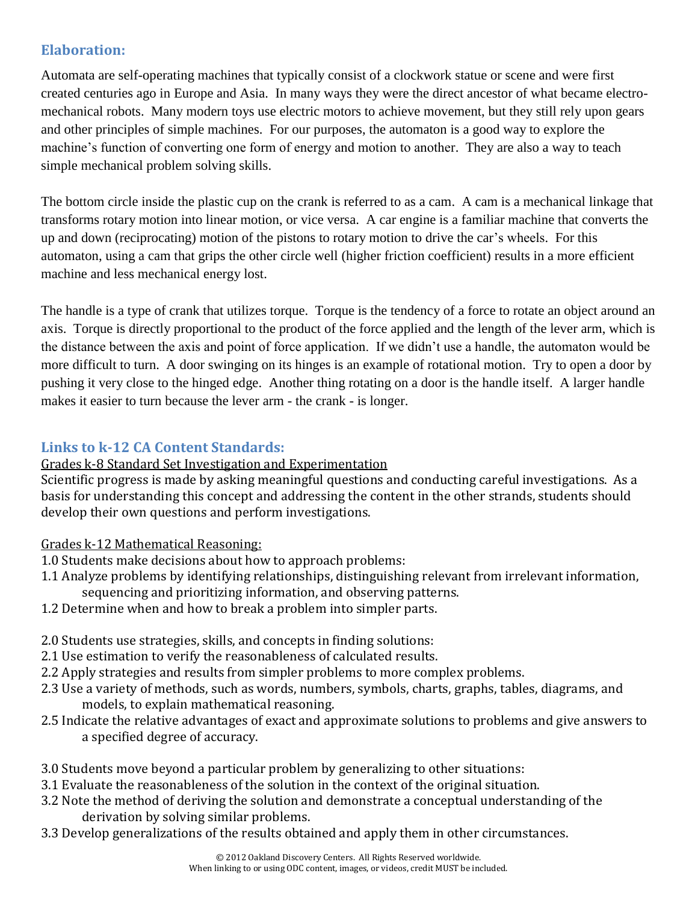## Elaboration:

Automata are self-operating machines that typically consist of a clockwork statue or scene and were first created centuries ago in Europe and Asia. In many ways they were the direct ancestor of what became electro-mechanical robots. Many modern toys use electric motors to achieve movement, but they still rely upon gears and other principles of simple machines. For our purposes, the automaton is a good way to explore the machine's function of converting one form of energy and motion to another. They are also a way to teach simple mechanical problem solving skills.

The bottom circle inside the plastic cup on the crank is referred to as a cam. A cam is a mechanical linkage that transforms rotary motion into linear motion, or vice versa. A car engine is a familiar machine that converts the up and down (reciprocating) motion of the pistons to rotary motion to drive the car's wheels. For this automaton, using a cam that grips the other circle well (higher friction coefficient) results in a more efficient machine and less mechanical energy lost.

The handle is a type of crank that utilizes torque. Torque is the tendency of a force to rotate an object around an axis. Torque is directly proportional to the product of the force applied and the length of the lever arm, which is the distance between the axis and point of force application. If we didn't use a handle, the automaton would be more difficult to turn. A door swinging on its hinges is an example of rotational motion. Try to open a door by pushing it very close to the hinged edge. Another thing rotating on a door is the handle itself. A larger handle makes it easier to turn because the lever arm - the crank - is longer.

## Links to k-12 CA Content Standards:

Grades k-8 Standard Set Investigation and Experimentation

Scientific progress is made by asking meaningful questions and conducting careful investigations. As a basis for understanding this concept and addressing the content in the other strands, students should develop their own questions and perform investigations.

Grades k-12 Mathematical Reasoning:

1.0 Students make decisions about how to approach problems:

1.1 Analyze problems by identifying relationships, distinguishing relevant from irrelevant information, sequencing and prioritizing information, and observing patterns.

1.2 Determine when and how to break a problem into simpler parts.

2.0 Students use strategies, skills, and concepts in finding solutions:

2.1 Use estimation to verify the reasonableness of calculated results.

2.2 Apply strategies and results from simpler problems to more complex problems.

2.3 Use a variety of methods, such as words, numbers, symbols, charts, graphs, tables, diagrams, and models, to explain mathematical reasoning.

2.5 Indicate the relative advantages of exact and approximate solutions to problems and give answers to a specified degree of accuracy.

3.0 Students move beyond a particular problem by generalizing to other situations:

3.1 Evaluate the reasonableness of the solution in the context of the original situation.

3.2 Note the method of deriving the solution and demonstrate a conceptual understanding of the derivation by solving similar problems.

3.3 Develop generalizations of the results obtained and apply them in other circumstances.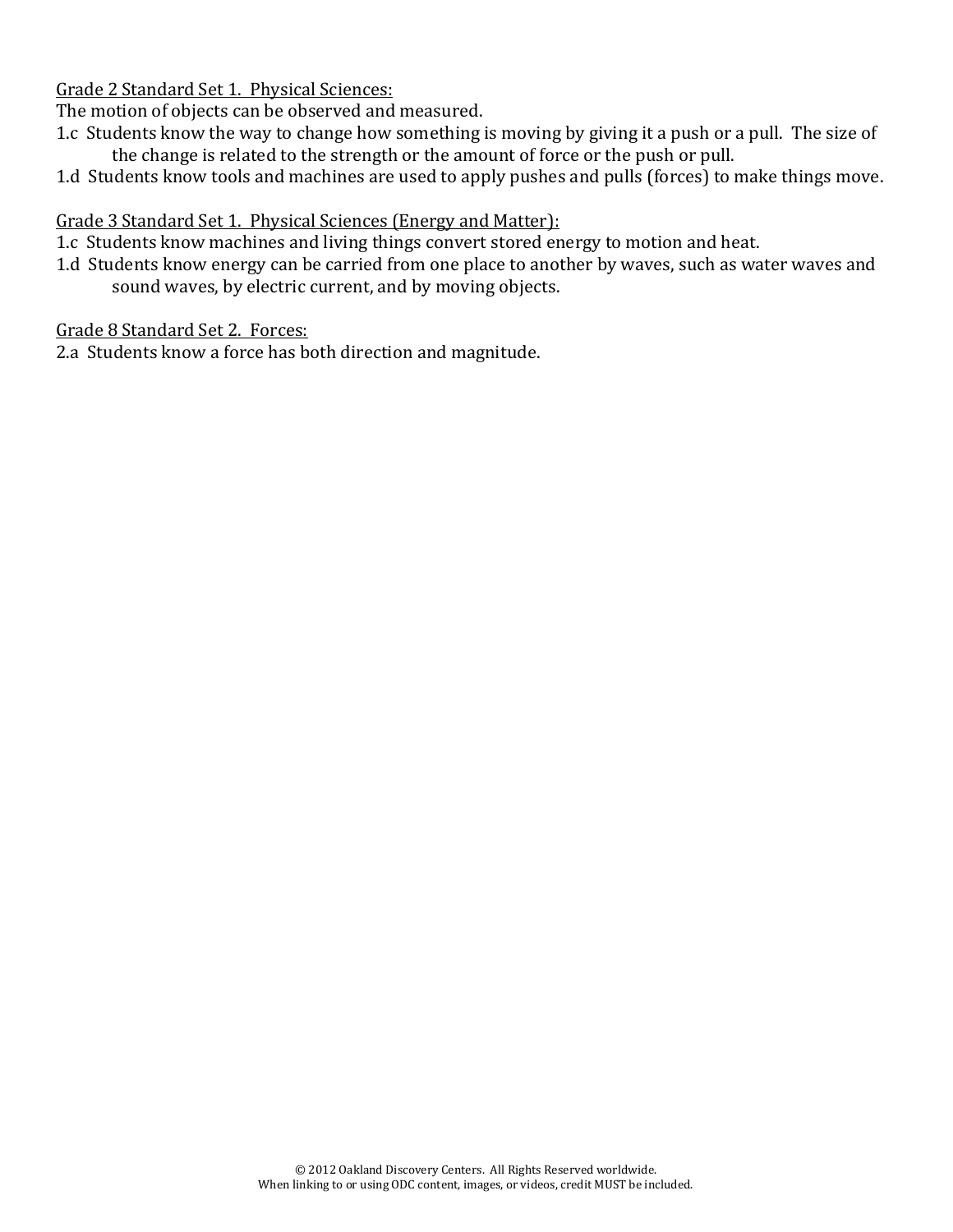<u>Grade 2 Standard Set 1. Physical Sciences:</u>

The motion of objects can be observed and measured.

1.c Students know the way to change how something is moving by giving it a push or a pull. The size of the change is related to the strength or the amount of force or the push or pull.

1.d Students know tools and machines are used to apply pushes and pulls (forces) to make things move.

<u>Grade 3 Standard Set 1. Physical Sciences (Energy and Matter):</u>

1.c Students know machines and living things convert stored energy to motion and heat.

1.d Students know energy can be carried from one place to another by waves, such as water waves and sound waves, by electric current, and by moving objects.

<u>Grade 8 Standard Set 2. Forces:</u>

2.a Students know a force has both direction and magnitude.

© 2012 Oakland Discovery Centers. All Rights Reserved worldwide.
When linking to or using ODC content, images, or videos, credit MUST be included.